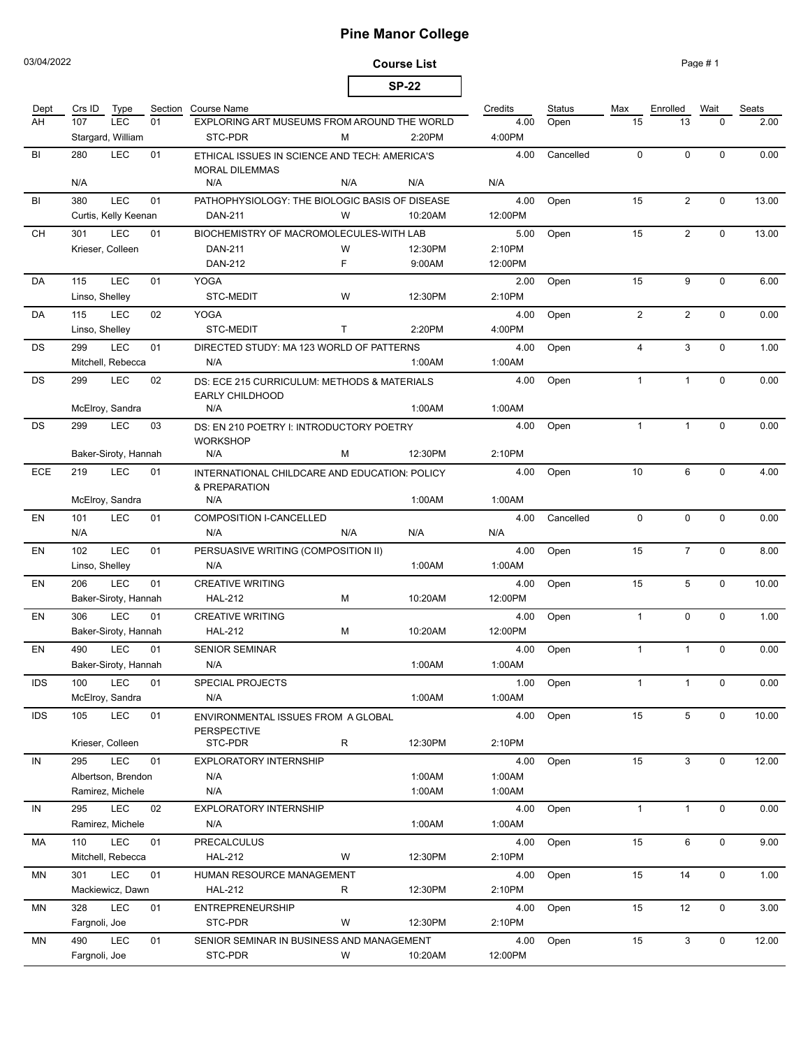# Pine Manor College

03/04/2022

**Course List**

**SP-22**

| Dept | Crs ID | Type | Section | Course Name | | | Credits | Status | Max | Enrolled | Wait | Seats |
|---|---|---|---|---|---|---|---|---|---|---|---|---|
| AH | 107 | LEC | 01 | EXPLORING ART MUSEUMS FROM AROUND THE WORLD | | | 4.00 | Open | 15 | 13 | 0 | 2.00 |
| | Stargard, William | | | STC-PDR | M | 2:20PM | 4:00PM | | | | | |
| BI | 280 | LEC | 01 | ETHICAL ISSUES IN SCIENCE AND TECH: AMERICA'S MORAL DILEMMAS | | | 4.00 | Cancelled | 0 | 0 | 0 | 0.00 |
| | N/A | | | N/A | N/A | N/A | N/A | | | | | |
| BI | 380 | LEC | 01 | PATHOPHYSIOLOGY: THE BIOLOGIC BASIS OF DISEASE | | | 4.00 | Open | 15 | 2 | 0 | 13.00 |
| | Curtis, Kelly Keenan | | | DAN-211 | W | 10:20AM | 12:00PM | | | | | |
| CH | 301 | LEC | 01 | BIOCHEMISTRY OF MACROMOLECULES-WITH LAB | | | 5.00 | Open | 15 | 2 | 0 | 13.00 |
| | Krieser, Colleen | | | DAN-211 | W | 12:30PM | 2:10PM | | | | | |
| | | | | DAN-212 | F | 9:00AM | 12:00PM | | | | | |
| DA | 115 | LEC | 01 | YOGA | | | 2.00 | Open | 15 | 9 | 0 | 6.00 |
| | Linso, Shelley | | | STC-MEDIT | W | 12:30PM | 2:10PM | | | | | |
| DA | 115 | LEC | 02 | YOGA | | | 4.00 | Open | 2 | 2 | 0 | 0.00 |
| | Linso, Shelley | | | STC-MEDIT | T | 2:20PM | 4:00PM | | | | | |
| DS | 299 | LEC | 01 | DIRECTED STUDY: MA 123 WORLD OF PATTERNS | | | 4.00 | Open | 4 | 3 | 0 | 1.00 |
| | Mitchell, Rebecca | | | N/A | | 1:00AM | 1:00AM | | | | | |
| DS | 299 | LEC | 02 | DS: ECE 215 CURRICULUM: METHODS & MATERIALS EARLY CHILDHOOD | | | 4.00 | Open | 1 | 1 | 0 | 0.00 |
| | McElroy, Sandra | | | N/A | | 1:00AM | 1:00AM | | | | | |
| DS | 299 | LEC | 03 | DS: EN 210 POETRY I: INTRODUCTORY POETRY WORKSHOP | | | 4.00 | Open | 1 | 1 | 0 | 0.00 |
| | Baker-Siroty, Hannah | | | N/A | M | 12:30PM | 2:10PM | | | | | |
| ECE | 219 | LEC | 01 | INTERNATIONAL CHILDCARE AND EDUCATION: POLICY & PREPARATION | | | 4.00 | Open | 10 | 6 | 0 | 4.00 |
| | McElroy, Sandra | | | N/A | | 1:00AM | 1:00AM | | | | | |
| EN | 101 | LEC | 01 | COMPOSITION I-CANCELLED | | | 4.00 | Cancelled | 0 | 0 | 0 | 0.00 |
| | N/A | | | N/A | N/A | N/A | N/A | | | | | |
| EN | 102 | LEC | 01 | PERSUASIVE WRITING (COMPOSITION II) | | | 4.00 | Open | 15 | 7 | 0 | 8.00 |
| | Linso, Shelley | | | N/A | | 1:00AM | 1:00AM | | | | | |
| EN | 206 | LEC | 01 | CREATIVE WRITING | | | 4.00 | Open | 15 | 5 | 0 | 10.00 |
| | Baker-Siroty, Hannah | | | HAL-212 | M | 10:20AM | 12:00PM | | | | | |
| EN | 306 | LEC | 01 | CREATIVE WRITING | | | 4.00 | Open | 1 | 0 | 0 | 1.00 |
| | Baker-Siroty, Hannah | | | HAL-212 | M | 10:20AM | 12:00PM | | | | | |
| EN | 490 | LEC | 01 | SENIOR SEMINAR | | | 4.00 | Open | 1 | 1 | 0 | 0.00 |
| | Baker-Siroty, Hannah | | | N/A | | 1:00AM | 1:00AM | | | | | |
| IDS | 100 | LEC | 01 | SPECIAL PROJECTS | | | 1.00 | Open | 1 | 1 | 0 | 0.00 |
| | McElroy, Sandra | | | N/A | | 1:00AM | 1:00AM | | | | | |
| IDS | 105 | LEC | 01 | ENVIRONMENTAL ISSUES FROM A GLOBAL PERSPECTIVE | | | 4.00 | Open | 15 | 5 | 0 | 10.00 |
| | Krieser, Colleen | | | STC-PDR | R | 12:30PM | 2:10PM | | | | | |
| IN | 295 | LEC | 01 | EXPLORATORY INTERNSHIP | | | 4.00 | Open | 15 | 3 | 0 | 12.00 |
| | Albertson, Brendon | | | N/A | | 1:00AM | 1:00AM | | | | | |
| | Ramirez, Michele | | | N/A | | 1:00AM | 1:00AM | | | | | |
| IN | 295 | LEC | 02 | EXPLORATORY INTERNSHIP | | | 4.00 | Open | 1 | 1 | 0 | 0.00 |
| | Ramirez, Michele | | | N/A | | 1:00AM | 1:00AM | | | | | |
| MA | 110 | LEC | 01 | PRECALCULUS | | | 4.00 | Open | 15 | 6 | 0 | 9.00 |
| | Mitchell, Rebecca | | | HAL-212 | W | 12:30PM | 2:10PM | | | | | |
| MN | 301 | LEC | 01 | HUMAN RESOURCE MANAGEMENT | | | 4.00 | Open | 15 | 14 | 0 | 1.00 |
| | Mackiewicz, Dawn | | | HAL-212 | R | 12:30PM | 2:10PM | | | | | |
| MN | 328 | LEC | 01 | ENTREPRENEURSHIP | | | 4.00 | Open | 15 | 12 | 0 | 3.00 |
| | Fargnoli, Joe | | | STC-PDR | W | 12:30PM | 2:10PM | | | | | |
| MN | 490 | LEC | 01 | SENIOR SEMINAR IN BUSINESS AND MANAGEMENT | | | 4.00 | Open | 15 | 3 | 0 | 12.00 |
| | Fargnoli, Joe | | | STC-PDR | W | 10:20AM | 12:00PM | | | | | |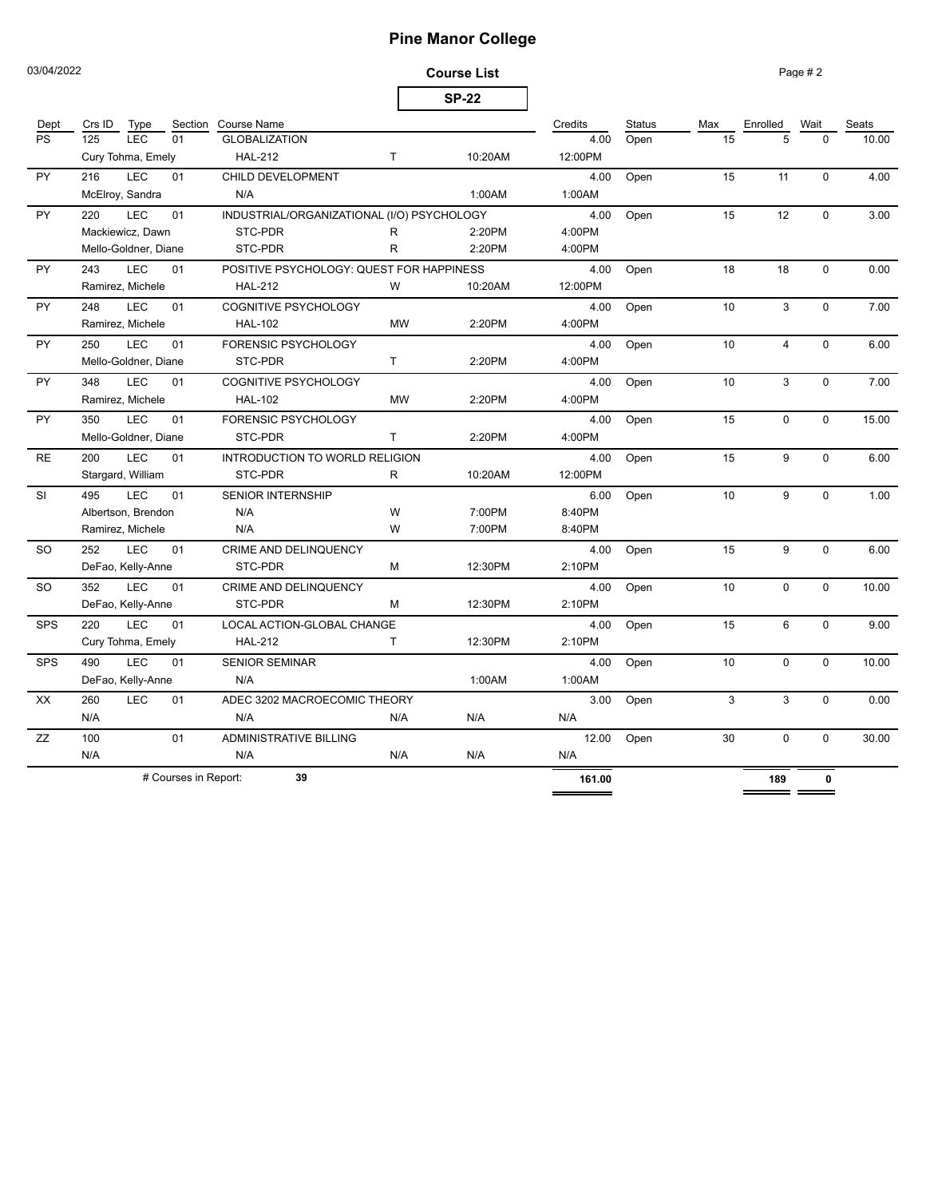# Pine Manor College

03/04/2022

**Course List**

**SP-22**

| Dept | Crs ID | Type | Section | Course Name | | | Credits | Status | Max | Enrolled | Wait | Seats |
|---|---|---|---|---|---|---|---|---|---|---|---|---|
| PS | 125 | LEC | 01 | GLOBALIZATION | | | 4.00 | Open | 15 | 5 | 0 | 10.00 |
| | Cury Tohma, Emely | | | HAL-212 | T | 10:20AM | 12:00PM | | | | | |
| PY | 216 | LEC | 01 | CHILD DEVELOPMENT | | | 4.00 | Open | 15 | 11 | 0 | 4.00 |
| | McElroy, Sandra | | | N/A | | 1:00AM | 1:00AM | | | | | |
| PY | 220 | LEC | 01 | INDUSTRIAL/ORGANIZATIONAL (I/O) PSYCHOLOGY | | | 4.00 | Open | 15 | 12 | 0 | 3.00 |
| | Mackiewicz, Dawn | | | STC-PDR | R | 2:20PM | 4:00PM | | | | | |
| | Mello-Goldner, Diane | | | STC-PDR | R | 2:20PM | 4:00PM | | | | | |
| PY | 243 | LEC | 01 | POSITIVE PSYCHOLOGY: QUEST FOR HAPPINESS | | | 4.00 | Open | 18 | 18 | 0 | 0.00 |
| | Ramirez, Michele | | | HAL-212 | W | 10:20AM | 12:00PM | | | | | |
| PY | 248 | LEC | 01 | COGNITIVE PSYCHOLOGY | | | 4.00 | Open | 10 | 3 | 0 | 7.00 |
| | Ramirez, Michele | | | HAL-102 | MW | 2:20PM | 4:00PM | | | | | |
| PY | 250 | LEC | 01 | FORENSIC PSYCHOLOGY | | | 4.00 | Open | 10 | 4 | 0 | 6.00 |
| | Mello-Goldner, Diane | | | STC-PDR | T | 2:20PM | 4:00PM | | | | | |
| PY | 348 | LEC | 01 | COGNITIVE PSYCHOLOGY | | | 4.00 | Open | 10 | 3 | 0 | 7.00 |
| | Ramirez, Michele | | | HAL-102 | MW | 2:20PM | 4:00PM | | | | | |
| PY | 350 | LEC | 01 | FORENSIC PSYCHOLOGY | | | 4.00 | Open | 15 | 0 | 0 | 15.00 |
| | Mello-Goldner, Diane | | | STC-PDR | T | 2:20PM | 4:00PM | | | | | |
| RE | 200 | LEC | 01 | INTRODUCTION TO WORLD RELIGION | | | 4.00 | Open | 15 | 9 | 0 | 6.00 |
| | Stargard, William | | | STC-PDR | R | 10:20AM | 12:00PM | | | | | |
| SI | 495 | LEC | 01 | SENIOR INTERNSHIP | | | 6.00 | Open | 10 | 9 | 0 | 1.00 |
| | Albertson, Brendon | | | N/A | W | 7:00PM | 8:40PM | | | | | |
| | Ramirez, Michele | | | N/A | W | 7:00PM | 8:40PM | | | | | |
| SO | 252 | LEC | 01 | CRIME AND DELINQUENCY | | | 4.00 | Open | 15 | 9 | 0 | 6.00 |
| | DeFao, Kelly-Anne | | | STC-PDR | M | 12:30PM | 2:10PM | | | | | |
| SO | 352 | LEC | 01 | CRIME AND DELINQUENCY | | | 4.00 | Open | 10 | 0 | 0 | 10.00 |
| | DeFao, Kelly-Anne | | | STC-PDR | M | 12:30PM | 2:10PM | | | | | |
| SPS | 220 | LEC | 01 | LOCAL ACTION-GLOBAL CHANGE | | | 4.00 | Open | 15 | 6 | 0 | 9.00 |
| | Cury Tohma, Emely | | | HAL-212 | T | 12:30PM | 2:10PM | | | | | |
| SPS | 490 | LEC | 01 | SENIOR SEMINAR | | | 4.00 | Open | 10 | 0 | 0 | 10.00 |
| | DeFao, Kelly-Anne | | | N/A | | 1:00AM | 1:00AM | | | | | |
| XX | 260 | LEC | 01 | ADEC 3202 MACROECOMIC THEORY | | | 3.00 | Open | 3 | 3 | 0 | 0.00 |
| | N/A | | | N/A | N/A | N/A | N/A | | | | | |
| ZZ | 100 | | 01 | ADMINISTRATIVE BILLING | | | 12.00 | Open | 30 | 0 | 0 | 30.00 |
| | N/A | | | N/A | N/A | N/A | N/A | | | | | |
| | # Courses in Report: | | | 39 | | | **161.00** | | | **189** | **0** | |